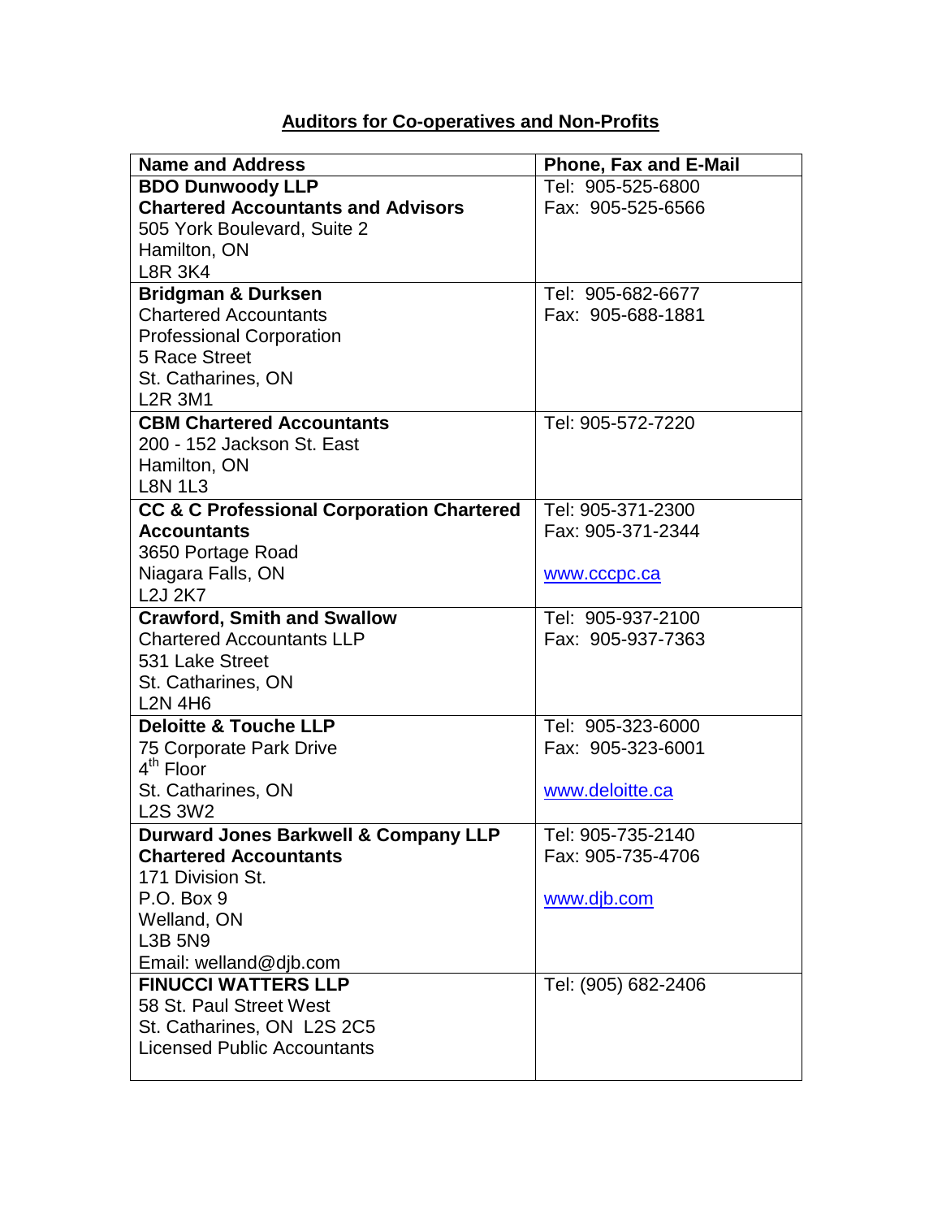# Auditors for Co-operatives and Non-Profits

| Name and Address | Phone, Fax and E-Mail |
|---|---|
| **BDO Dunwoody LLP**<br>**Chartered Accountants and Advisors**<br>505 York Boulevard, Suite 2<br>Hamilton, ON<br>L8R 3K4 | Tel: 905-525-6800<br>Fax: 905-525-6566 |
| **Bridgman & Durksen**<br>Chartered Accountants<br>Professional Corporation<br>5 Race Street<br>St. Catharines, ON<br>L2R 3M1 | Tel: 905-682-6677<br>Fax: 905-688-1881 |
| **CBM Chartered Accountants**<br>200 - 152 Jackson St. East<br>Hamilton, ON<br>L8N 1L3 | Tel: 905-572-7220 |
| **CC & C Professional Corporation Chartered Accountants**<br>3650 Portage Road<br>Niagara Falls, ON<br>L2J 2K7 | Tel: 905-371-2300<br>Fax: 905-371-2344<br><br>www.cccpc.ca |
| **Crawford, Smith and Swallow**<br>Chartered Accountants LLP<br>531 Lake Street<br>St. Catharines, ON<br>L2N 4H6 | Tel: 905-937-2100<br>Fax: 905-937-7363 |
| **Deloitte & Touche LLP**<br>75 Corporate Park Drive<br>4th Floor<br>St. Catharines, ON<br>L2S 3W2 | Tel: 905-323-6000<br>Fax: 905-323-6001<br><br>www.deloitte.ca |
| **Durward Jones Barkwell & Company LLP**<br>**Chartered Accountants**<br>171 Division St.<br>P.O. Box 9<br>Welland, ON<br>L3B 5N9<br>Email: welland@djb.com | Tel: 905-735-2140<br>Fax: 905-735-4706<br><br>www.djb.com |
| **FINUCCI WATTERS LLP**<br>58 St. Paul Street West<br>St. Catharines, ON L2S 2C5<br>Licensed Public Accountants | Tel: (905) 682-2406 |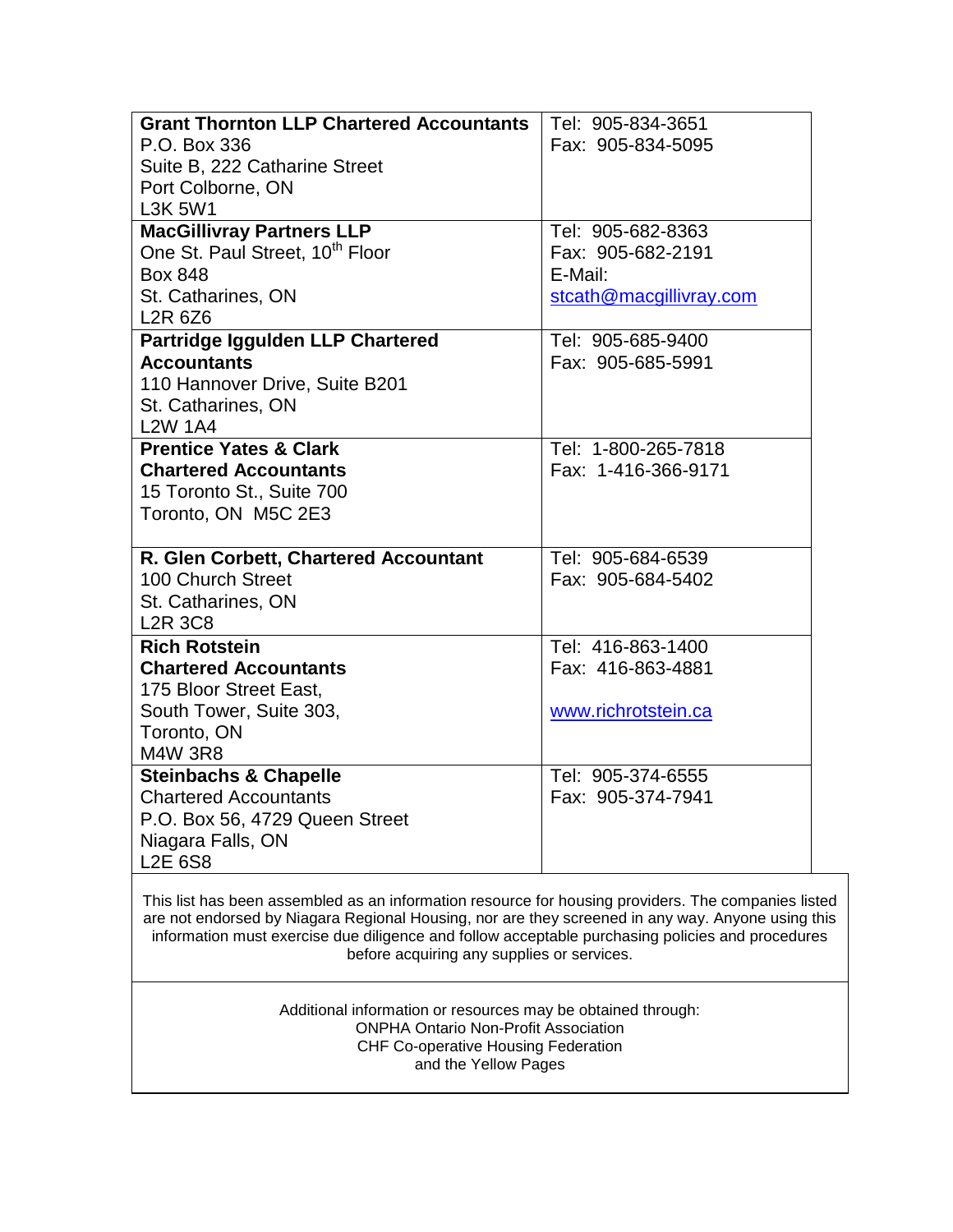| | |
|---|---|
| **Grant Thornton LLP Chartered Accountants**<br>P.O. Box 336<br>Suite B, 222 Catharine Street<br>Port Colborne, ON<br>L3K 5W1 | Tel: 905-834-3651<br>Fax: 905-834-5095 |
| **MacGillivray Partners LLP**<br>One St. Paul Street, 10th Floor<br>Box 848<br>St. Catharines, ON<br>L2R 6Z6 | Tel: 905-682-8363<br>Fax: 905-682-2191<br>E-Mail:<br>stcath@macgillivray.com |
| **Partridge Iggulden LLP Chartered Accountants**<br>110 Hannover Drive, Suite B201<br>St. Catharines, ON<br>L2W 1A4 | Tel: 905-685-9400<br>Fax: 905-685-5991 |
| **Prentice Yates & Clark Chartered Accountants**<br>15 Toronto St., Suite 700<br>Toronto, ON M5C 2E3 | Tel: 1-800-265-7818<br>Fax: 1-416-366-9171 |
| **R. Glen Corbett, Chartered Accountant**<br>100 Church Street<br>St. Catharines, ON<br>L2R 3C8 | Tel: 905-684-6539<br>Fax: 905-684-5402 |
| **Rich Rotstein Chartered Accountants**<br>175 Bloor Street East,<br>South Tower, Suite 303,<br>Toronto, ON<br>M4W 3R8 | Tel: 416-863-1400<br>Fax: 416-863-4881<br><br>www.richrotstein.ca |
| **Steinbachs & Chapelle**<br>Chartered Accountants<br>P.O. Box 56, 4729 Queen Street<br>Niagara Falls, ON<br>L2E 6S8 | Tel: 905-374-6555<br>Fax: 905-374-7941 |

This list has been assembled as an information resource for housing providers. The companies listed are not endorsed by Niagara Regional Housing, nor are they screened in any way. Anyone using this information must exercise due diligence and follow acceptable purchasing policies and procedures before acquiring any supplies or services.

Additional information or resources may be obtained through:
ONPHA Ontario Non-Profit Association
CHF Co-operative Housing Federation
and the Yellow Pages